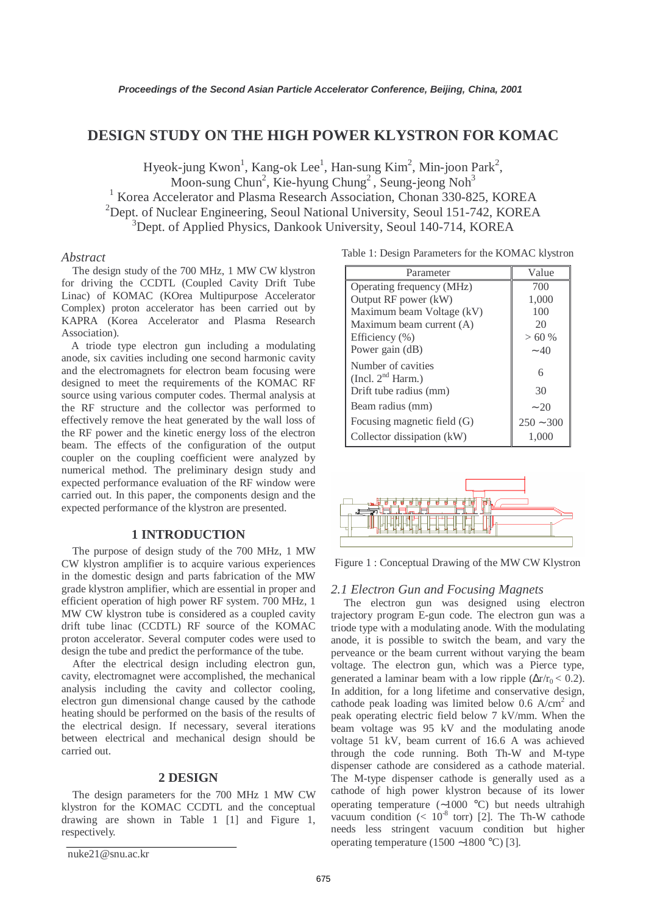# DESIGN STUDY ON THE HIGH POWER KLYSTRON FOR KOMAC

Hyeok-jung Kwon[1], Kang-ok Lee[1], Han-sung Kim[2], Min-joon Park[2], Moon-sung Chun[2], Kie-hyung Chung[2], Seung-jeong Noh[3]

[1] Korea Accelerator and Plasma Research Association, Chonan 330-825, KOREA
[2] Dept. of Nuclear Engineering, Seoul National University, Seoul 151-742, KOREA
[3] Dept. of Applied Physics, Dankook University, Seoul 140-714, KOREA

### *Abstract*

The design study of the 700 MHz, 1 MW CW klystron for driving the CCDTL (Coupled Cavity Drift Tube Linac) of KOMAC (KOrea Multipurpose Accelerator Complex) proton accelerator has been carried out by KAPRA (Korea Accelerator and Plasma Research Association).

A triode type electron gun including a modulating anode, six cavities including one second harmonic cavity and the electromagnets for electron beam focusing were designed to meet the requirements of the KOMAC RF source using various computer codes. Thermal analysis at the RF structure and the collector was performed to effectively remove the heat generated by the wall loss of the RF power and the kinetic energy loss of the electron beam. The effects of the configuration of the output coupler on the coupling coefficient were analyzed by numerical method. The preliminary design study and expected performance evaluation of the RF window were carried out. In this paper, the components design and the expected performance of the klystron are presented.

## 1 INTRODUCTION

The purpose of design study of the 700 MHz, 1 MW CW klystron amplifier is to acquire various experiences in the domestic design and parts fabrication of the MW grade klystron amplifier, which are essential in proper and efficient operation of high power RF system. 700 MHz, 1 MW CW klystron tube is considered as a coupled cavity drift tube linac (CCDTL) RF source of the KOMAC proton accelerator. Several computer codes were used to design the tube and predict the performance of the tube.

After the electrical design including electron gun, cavity, electromagnet were accomplished, the mechanical analysis including the cavity and collector cooling, electron gun dimensional change caused by the cathode heating should be performed on the basis of the results of the electrical design. If necessary, several iterations between electrical and mechanical design should be carried out.

## 2 DESIGN

The design parameters for the 700 MHz 1 MW CW klystron for the KOMAC CCDTL and the conceptual drawing are shown in Table 1 [1] and Figure 1, respectively.

Table 1: Design Parameters for the KOMAC klystron

| Parameter | Value |
|---|---|
| Operating frequency (MHz) | 700 |
| Output RF power (kW) | 1,000 |
| Maximum beam Voltage (kV) | 100 |
| Maximum beam current (A) | 20 |
| Efficiency (%) | > 60 % |
| Power gain (dB) | ~40 |
| Number of cavities (Incl. 2nd Harm.) | 6 |
| Drift tube radius (mm) | 30 |
| Beam radius (mm) | ~20 |
| Focusing magnetic field (G) | 250 ~300 |
| Collector dissipation (kW) | 1,000 |

Figure 1 : Conceptual Drawing of the MW CW Klystron

### *2.1 Electron Gun and Focusing Magnets*

The electron gun was designed using electron trajectory program E-gun code. The electron gun was a triode type with a modulating anode. With the modulating anode, it is possible to switch the beam, and vary the perveance or the beam current without varying the beam voltage. The electron gun, which was a Pierce type, generated a laminar beam with a low ripple ($\Delta r/r_0 < 0.2$). In addition, for a long lifetime and conservative design, cathode peak loading was limited below 0.6 A/cm$^2$ and peak operating electric field below 7 kV/mm. When the beam voltage was 95 kV and the modulating anode voltage 51 kV, beam current of 16.6 A was achieved through the code running. Both Th-W and M-type dispenser cathode are considered as a cathode material. The M-type dispenser cathode is generally used as a cathode of high power klystron because of its lower operating temperature (~1000 °C) but needs ultrahigh vacuum condition (< $10^{-8}$ torr) [2]. The Th-W cathode needs less stringent vacuum condition but higher operating temperature (1500 ~1800 °C) [3].

nuke21@snu.ac.kr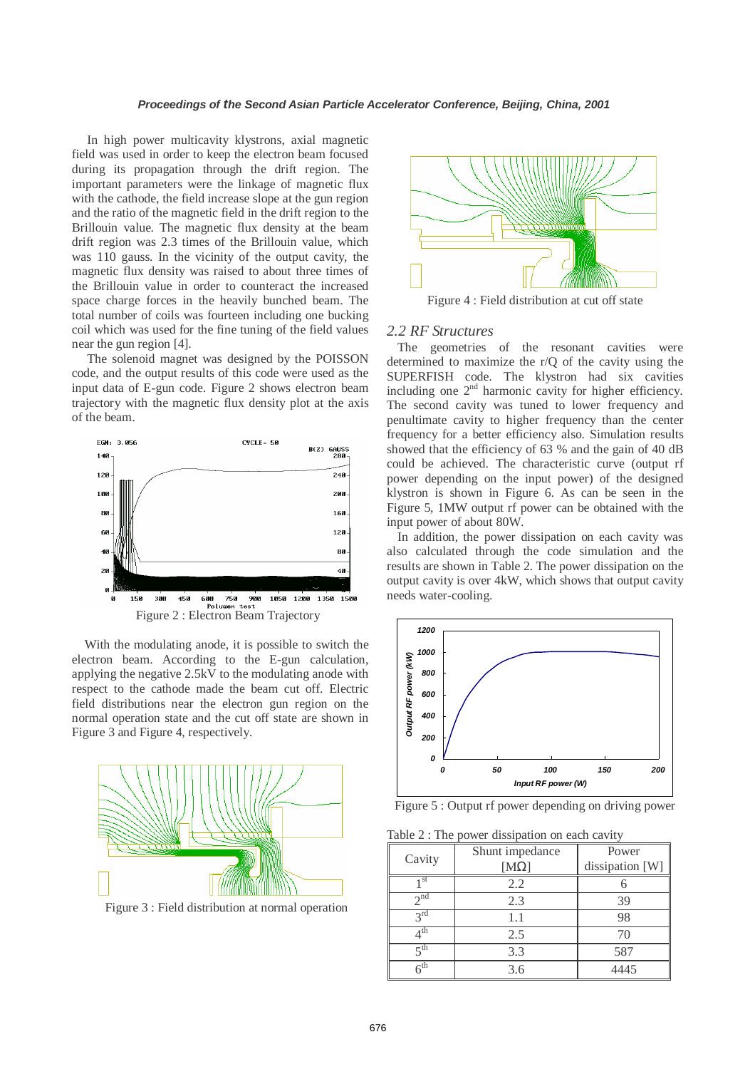In high power multicavity klystrons, axial magnetic field was used in order to keep the electron beam focused during its propagation through the drift region. The important parameters were the linkage of magnetic flux with the cathode, the field increase slope at the gun region and the ratio of the magnetic field in the drift region to the Brillouin value. The magnetic flux density at the beam drift region was 2.3 times of the Brillouin value, which was 110 gauss. In the vicinity of the output cavity, the magnetic flux density was raised to about three times of the Brillouin value in order to counteract the increased space charge forces in the heavily bunched beam. The total number of coils was fourteen including one bucking coil which was used for the fine tuning of the field values near the gun region [4].

The solenoid magnet was designed by the POISSON code, and the output results of this code were used as the input data of E-gun code. Figure 2 shows electron beam trajectory with the magnetic flux density plot at the axis of the beam.

EGN: 3.056
CYCLE= 50
B(Z) GAUSS
140
120
100
80
60
40
20
0
280
240
200
160
120
80
40
0
150
300
450
600
750
900
1050
1200
1350
1500
Polygon test

Figure 2 : Electron Beam Trajectory

With the modulating anode, it is possible to switch the electron beam. According to the E-gun calculation, applying the negative 2.5kV to the modulating anode with respect to the cathode made the beam cut off. Electric field distributions near the electron gun region on the normal operation state and the cut off state are shown in Figure 3 and Figure 4, respectively.

Figure 3 : Field distribution at normal operation

Figure 4 : Field distribution at cut off state

## *2.2 RF Structures*

The geometries of the resonant cavities were determined to maximize the r/Q of the cavity using the SUPERFISH code. The klystron had six cavities including one 2nd harmonic cavity for higher efficiency. The second cavity was tuned to lower frequency and penultimate cavity to higher frequency than the center frequency for a better efficiency also. Simulation results showed that the efficiency of 63 % and the gain of 40 dB could be achieved. The characteristic curve (output rf power depending on the input power) of the designed klystron is shown in Figure 6. As can be seen in the Figure 5, 1MW output rf power can be obtained with the input power of about 80W.

In addition, the power dissipation on each cavity was also calculated through the code simulation and the results are shown in Table 2. The power dissipation on the output cavity is over 4kW, which shows that output cavity needs water-cooling.

Output RF power (kW)
1200
1000
800
600
400
200
0
0
50
100
150
200
Input RF power (W)

Figure 5 : Output rf power depending on driving power

Table 2 : The power dissipation on each cavity

| Cavity | Shunt impedance [MΩ] | Power dissipation [W] |
|---|---|---|
| 1st | 2.2 | 6 |
| 2nd | 2.3 | 39 |
| 3rd | 1.1 | 98 |
| 4th | 2.5 | 70 |
| 5th | 3.3 | 587 |
| 6th | 3.6 | 4445 |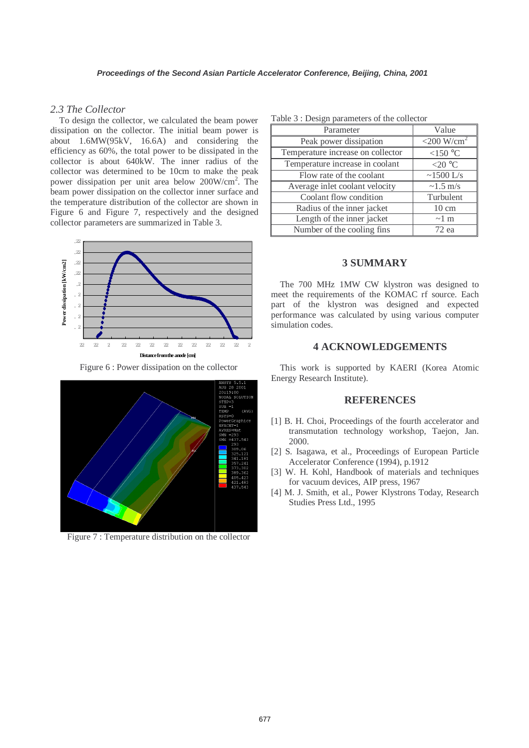### 2.3 The Collector

To design the collector, we calculated the beam power dissipation on the collector. The initial beam power is about 1.6MW(95kV, 16.6A) and considering the efficiency as 60%, the total power to be dissipated in the collector is about 640kW. The inner radius of the collector was determined to be 10cm to make the peak power dissipation per unit area below 200W/cm$^2$. The beam power dissipation on the collector inner surface and the temperature distribution of the collector are shown in Figure 6 and Figure 7, respectively and the designed collector parameters are summarized in Table 3.

Power dissipation [kW/cm2]

Distance from the anode [cm]

Figure 6 : Power dissipation on the collector

ANSYS 5.5.1
AUG 28 2001
20:19:00
NODAL SOLUTION
STEP=3
SUB =1
TEMP (AVG)
RSYS=0
PowerGraphics
EFACET=1
AVRES=Mat
SMN =293
SMX =437.543
293
309.06
325.121
341.181
357.241
373.302
389.362
405.423
421.483
437.543

Figure 7 : Temperature distribution on the collector

Table 3 : Design parameters of the collector

| Parameter | Value |
|---|---|
| Peak power dissipation | <200 W/cm$^2$ |
| Temperature increase on collector | <150 ℃ |
| Temperature increase in coolant | <20 ℃ |
| Flow rate of the coolant | ~1500 L/s |
| Average inlet coolant velocity | ~1.5 m/s |
| Coolant flow condition | Turbulent |
| Radius of the inner jacket | 10 cm |
| Length of the inner jacket | ~1 m |
| Number of the cooling fins | 72 ea |

## 3 SUMMARY

The 700 MHz 1MW CW klystron was designed to meet the requirements of the KOMAC rf source. Each part of the klystron was designed and expected performance was calculated by using various computer simulation codes.

## 4 ACKNOWLEDGEMENTS

This work is supported by KAERI (Korea Atomic Energy Research Institute).

## REFERENCES

[1] B. H. Choi, Proceedings of the fourth accelerator and transmutation technology workshop, Taejon, Jan. 2000.

[2] S. Isagawa, et al., Proceedings of European Particle Accelerator Conference (1994), p.1912

[3] W. H. Kohl, Handbook of materials and techniques for vacuum devices, AIP press, 1967

[4] M. J. Smith, et al., Power Klystrons Today, Research Studies Press Ltd., 1995